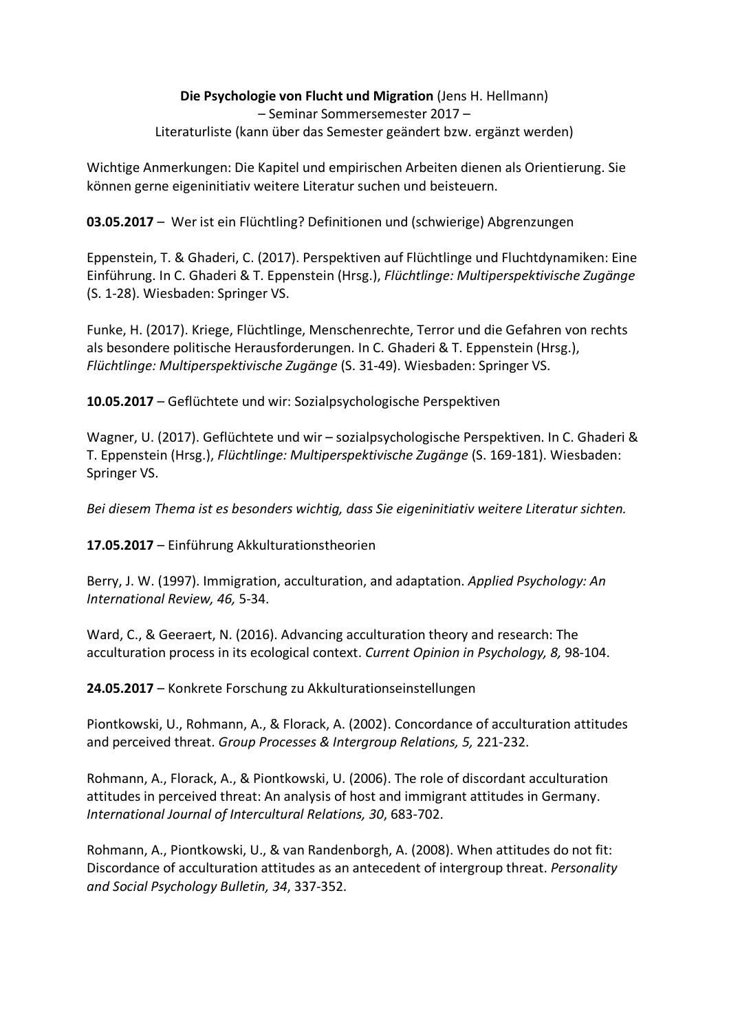**Die Psychologie von Flucht und Migration** (Jens H. Hellmann)
– Seminar Sommersemester 2017 –
Literaturliste (kann über das Semester geändert bzw. ergänzt werden)

Wichtige Anmerkungen: Die Kapitel und empirischen Arbeiten dienen als Orientierung. Sie können gerne eigeninitiativ weitere Literatur suchen und beisteuern.

**03.05.2017** – Wer ist ein Flüchtling? Definitionen und (schwierige) Abgrenzungen

Eppenstein, T. & Ghaderi, C. (2017). Perspektiven auf Flüchtlinge und Fluchtdynamiken: Eine Einführung. In C. Ghaderi & T. Eppenstein (Hrsg.), *Flüchtlinge: Multiperspektivische Zugänge* (S. 1-28). Wiesbaden: Springer VS.

Funke, H. (2017). Kriege, Flüchtlinge, Menschenrechte, Terror und die Gefahren von rechts als besondere politische Herausforderungen. In C. Ghaderi & T. Eppenstein (Hrsg.), *Flüchtlinge: Multiperspektivische Zugänge* (S. 31-49). Wiesbaden: Springer VS.

**10.05.2017** – Geflüchtete und wir: Sozialpsychologische Perspektiven

Wagner, U. (2017). Geflüchtete und wir – sozialpsychologische Perspektiven. In C. Ghaderi & T. Eppenstein (Hrsg.), *Flüchtlinge: Multiperspektivische Zugänge* (S. 169-181). Wiesbaden: Springer VS.

*Bei diesem Thema ist es besonders wichtig, dass Sie eigeninitiativ weitere Literatur sichten.*

**17.05.2017** – Einführung Akkulturationstheorien

Berry, J. W. (1997). Immigration, acculturation, and adaptation. *Applied Psychology: An International Review, 46,* 5-34.

Ward, C., & Geeraert, N. (2016). Advancing acculturation theory and research: The acculturation process in its ecological context. *Current Opinion in Psychology, 8,* 98-104.

**24.05.2017** – Konkrete Forschung zu Akkulturationseinstellungen

Piontkowski, U., Rohmann, A., & Florack, A. (2002). Concordance of acculturation attitudes and perceived threat. *Group Processes & Intergroup Relations, 5,* 221-232.

Rohmann, A., Florack, A., & Piontkowski, U. (2006). The role of discordant acculturation attitudes in perceived threat: An analysis of host and immigrant attitudes in Germany. *International Journal of Intercultural Relations, 30*, 683-702.

Rohmann, A., Piontkowski, U., & van Randenborgh, A. (2008). When attitudes do not fit: Discordance of acculturation attitudes as an antecedent of intergroup threat. *Personality and Social Psychology Bulletin, 34*, 337-352.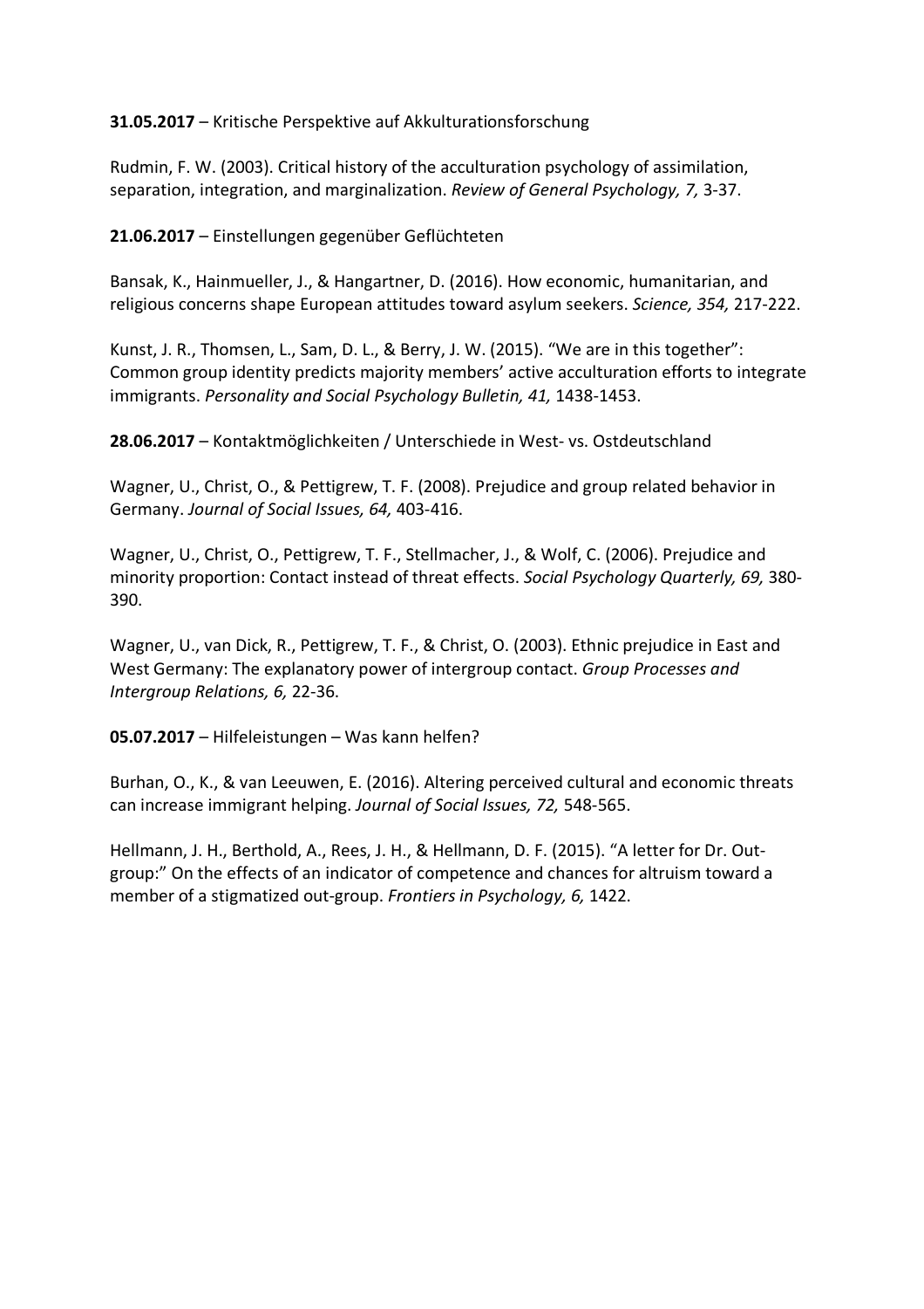**31.05.2017** – Kritische Perspektive auf Akkulturationsforschung

Rudmin, F. W. (2003). Critical history of the acculturation psychology of assimilation, separation, integration, and marginalization. *Review of General Psychology, 7,* 3-37.

**21.06.2017** – Einstellungen gegenüber Geflüchteten

Bansak, K., Hainmueller, J., & Hangartner, D. (2016). How economic, humanitarian, and religious concerns shape European attitudes toward asylum seekers. *Science, 354,* 217-222.

Kunst, J. R., Thomsen, L., Sam, D. L., & Berry, J. W. (2015). "We are in this together": Common group identity predicts majority members' active acculturation efforts to integrate immigrants. *Personality and Social Psychology Bulletin, 41,* 1438-1453.

**28.06.2017** – Kontaktmöglichkeiten / Unterschiede in West- vs. Ostdeutschland

Wagner, U., Christ, O., & Pettigrew, T. F. (2008). Prejudice and group related behavior in Germany. *Journal of Social Issues, 64,* 403-416.

Wagner, U., Christ, O., Pettigrew, T. F., Stellmacher, J., & Wolf, C. (2006). Prejudice and minority proportion: Contact instead of threat effects. *Social Psychology Quarterly, 69,* 380-390.

Wagner, U., van Dick, R., Pettigrew, T. F., & Christ, O. (2003). Ethnic prejudice in East and West Germany: The explanatory power of intergroup contact. *Group Processes and Intergroup Relations, 6,* 22-36.

**05.07.2017** – Hilfeleistungen – Was kann helfen?

Burhan, O., K., & van Leeuwen, E. (2016). Altering perceived cultural and economic threats can increase immigrant helping. *Journal of Social Issues, 72,* 548-565.

Hellmann, J. H., Berthold, A., Rees, J. H., & Hellmann, D. F. (2015). "A letter for Dr. Out-group:" On the effects of an indicator of competence and chances for altruism toward a member of a stigmatized out-group. *Frontiers in Psychology, 6,* 1422.